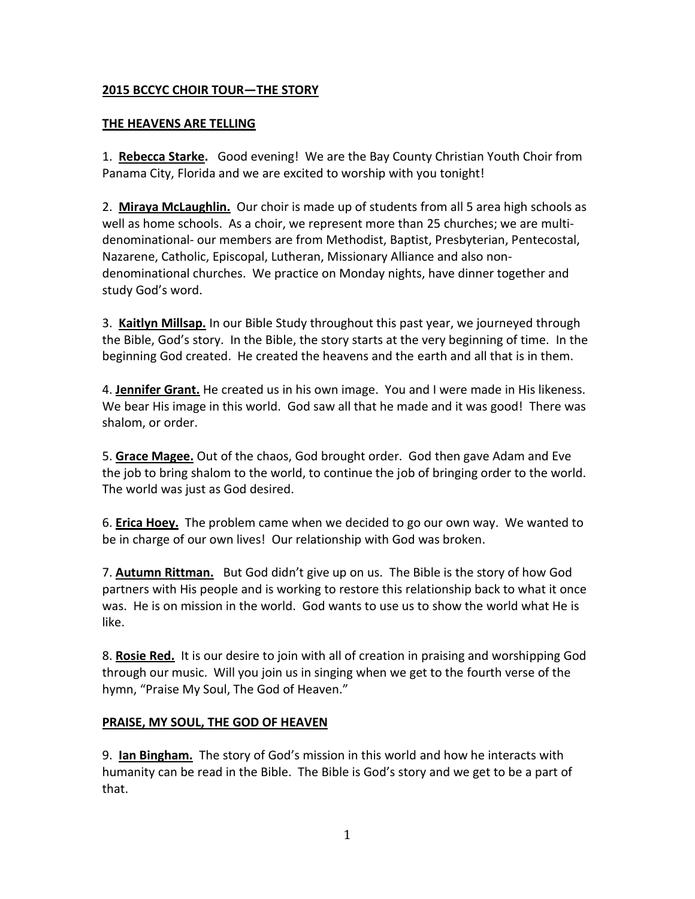**2015 BCCYC CHOIR TOUR—THE STORY**

**THE HEAVENS ARE TELLING**

1. **Rebecca Starke.** Good evening! We are the Bay County Christian Youth Choir from Panama City, Florida and we are excited to worship with you tonight!

2. **Miraya McLaughlin.** Our choir is made up of students from all 5 area high schools as well as home schools. As a choir, we represent more than 25 churches; we are multi-denominational- our members are from Methodist, Baptist, Presbyterian, Pentecostal, Nazarene, Catholic, Episcopal, Lutheran, Missionary Alliance and also non-denominational churches. We practice on Monday nights, have dinner together and study God's word.

3. **Kaitlyn Millsap.** In our Bible Study throughout this past year, we journeyed through the Bible, God's story. In the Bible, the story starts at the very beginning of time. In the beginning God created. He created the heavens and the earth and all that is in them.

4. **Jennifer Grant.** He created us in his own image. You and I were made in His likeness. We bear His image in this world. God saw all that he made and it was good! There was shalom, or order.

5. **Grace Magee.** Out of the chaos, God brought order. God then gave Adam and Eve the job to bring shalom to the world, to continue the job of bringing order to the world. The world was just as God desired.

6. **Erica Hoey.** The problem came when we decided to go our own way. We wanted to be in charge of our own lives! Our relationship with God was broken.

7. **Autumn Rittman.** But God didn't give up on us. The Bible is the story of how God partners with His people and is working to restore this relationship back to what it once was. He is on mission in the world. God wants to use us to show the world what He is like.

8. **Rosie Red.** It is our desire to join with all of creation in praising and worshipping God through our music. Will you join us in singing when we get to the fourth verse of the hymn, "Praise My Soul, The God of Heaven."

**PRAISE, MY SOUL, THE GOD OF HEAVEN**

9. **Ian Bingham.** The story of God's mission in this world and how he interacts with humanity can be read in the Bible. The Bible is God's story and we get to be a part of that.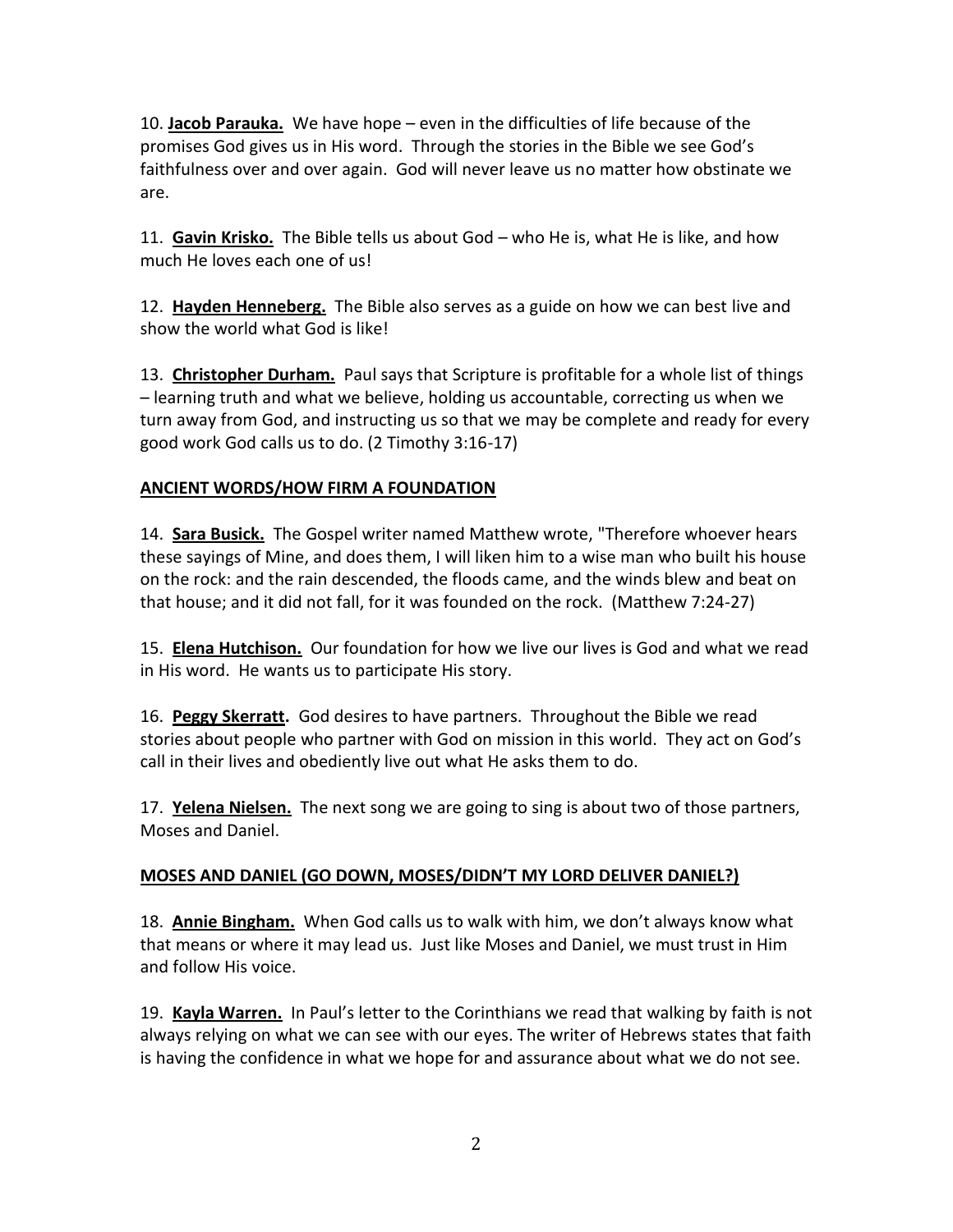10. **Jacob Parauka.** We have hope – even in the difficulties of life because of the promises God gives us in His word. Through the stories in the Bible we see God's faithfulness over and over again. God will never leave us no matter how obstinate we are.

11. **Gavin Krisko.** The Bible tells us about God – who He is, what He is like, and how much He loves each one of us!

12. **Hayden Henneberg.** The Bible also serves as a guide on how we can best live and show the world what God is like!

13. **Christopher Durham.** Paul says that Scripture is profitable for a whole list of things – learning truth and what we believe, holding us accountable, correcting us when we turn away from God, and instructing us so that we may be complete and ready for every good work God calls us to do. (2 Timothy 3:16-17)

**ANCIENT WORDS/HOW FIRM A FOUNDATION**

14. **Sara Busick.** The Gospel writer named Matthew wrote, "Therefore whoever hears these sayings of Mine, and does them, I will liken him to a wise man who built his house on the rock: and the rain descended, the floods came, and the winds blew and beat on that house; and it did not fall, for it was founded on the rock. (Matthew 7:24-27)

15. **Elena Hutchison.** Our foundation for how we live our lives is God and what we read in His word. He wants us to participate His story.

16. **Peggy Skerratt.** God desires to have partners. Throughout the Bible we read stories about people who partner with God on mission in this world. They act on God's call in their lives and obediently live out what He asks them to do.

17. **Yelena Nielsen.** The next song we are going to sing is about two of those partners, Moses and Daniel.

**MOSES AND DANIEL (GO DOWN, MOSES/DIDN'T MY LORD DELIVER DANIEL?)**

18. **Annie Bingham.** When God calls us to walk with him, we don't always know what that means or where it may lead us. Just like Moses and Daniel, we must trust in Him and follow His voice.

19. **Kayla Warren.** In Paul's letter to the Corinthians we read that walking by faith is not always relying on what we can see with our eyes. The writer of Hebrews states that faith is having the confidence in what we hope for and assurance about what we do not see.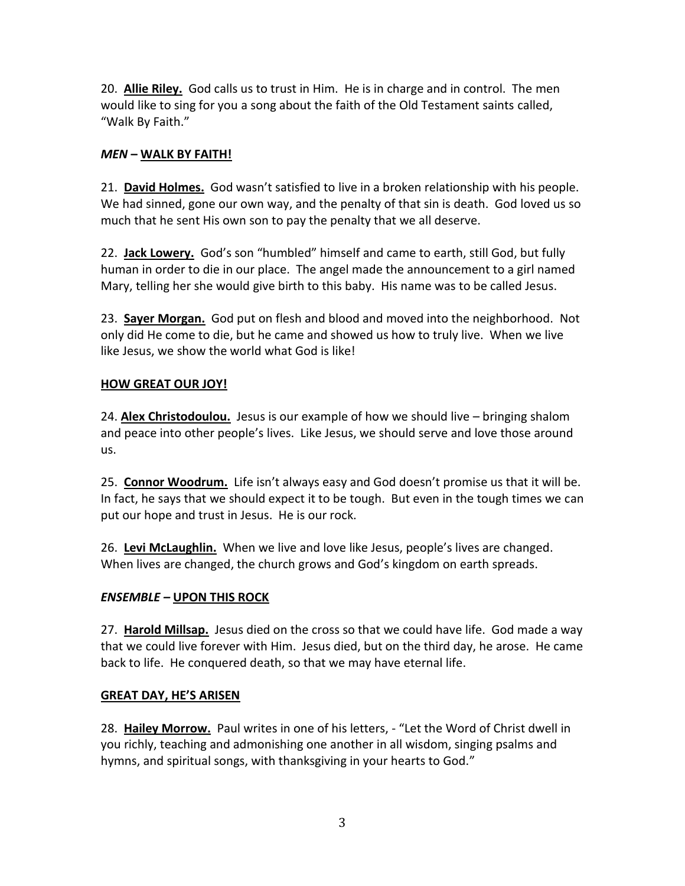20. **Allie Riley.** God calls us to trust in Him. He is in charge and in control. The men would like to sing for you a song about the faith of the Old Testament saints called, "Walk By Faith."

***MEN* – WALK BY FAITH!**

21. **David Holmes.** God wasn't satisfied to live in a broken relationship with his people. We had sinned, gone our own way, and the penalty of that sin is death. God loved us so much that he sent His own son to pay the penalty that we all deserve.

22. **Jack Lowery.** God's son "humbled" himself and came to earth, still God, but fully human in order to die in our place. The angel made the announcement to a girl named Mary, telling her she would give birth to this baby. His name was to be called Jesus.

23. **Sayer Morgan.** God put on flesh and blood and moved into the neighborhood. Not only did He come to die, but he came and showed us how to truly live. When we live like Jesus, we show the world what God is like!

**HOW GREAT OUR JOY!**

24. **Alex Christodoulou.** Jesus is our example of how we should live – bringing shalom and peace into other people's lives. Like Jesus, we should serve and love those around us.

25. **Connor Woodrum.** Life isn't always easy and God doesn't promise us that it will be. In fact, he says that we should expect it to be tough. But even in the tough times we can put our hope and trust in Jesus. He is our rock.

26. **Levi McLaughlin.** When we live and love like Jesus, people's lives are changed. When lives are changed, the church grows and God's kingdom on earth spreads.

***ENSEMBLE* – UPON THIS ROCK**

27. **Harold Millsap.** Jesus died on the cross so that we could have life. God made a way that we could live forever with Him. Jesus died, but on the third day, he arose. He came back to life. He conquered death, so that we may have eternal life.

**GREAT DAY, HE'S ARISEN**

28. **Hailey Morrow.** Paul writes in one of his letters, - "Let the Word of Christ dwell in you richly, teaching and admonishing one another in all wisdom, singing psalms and hymns, and spiritual songs, with thanksgiving in your hearts to God."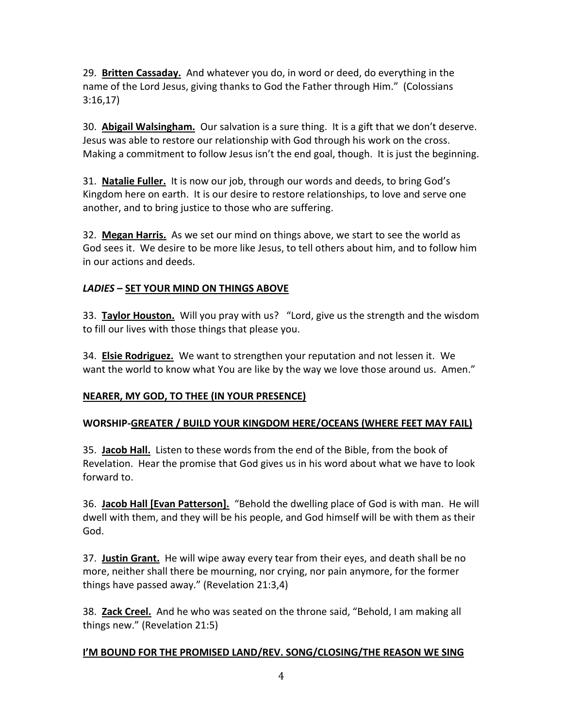29. **Britten Cassaday.** And whatever you do, in word or deed, do everything in the name of the Lord Jesus, giving thanks to God the Father through Him." (Colossians 3:16,17)

30. **Abigail Walsingham.** Our salvation is a sure thing. It is a gift that we don't deserve. Jesus was able to restore our relationship with God through his work on the cross. Making a commitment to follow Jesus isn't the end goal, though. It is just the beginning.

31. **Natalie Fuller.** It is now our job, through our words and deeds, to bring God's Kingdom here on earth. It is our desire to restore relationships, to love and serve one another, and to bring justice to those who are suffering.

32. **Megan Harris.** As we set our mind on things above, we start to see the world as God sees it. We desire to be more like Jesus, to tell others about him, and to follow him in our actions and deeds.

***LADIES* – SET YOUR MIND ON THINGS ABOVE**

33. **Taylor Houston.** Will you pray with us? "Lord, give us the strength and the wisdom to fill our lives with those things that please you.

34. **Elsie Rodriguez.** We want to strengthen your reputation and not lessen it. We want the world to know what You are like by the way we love those around us. Amen."

**NEARER, MY GOD, TO THEE (IN YOUR PRESENCE)**

**WORSHIP-GREATER / BUILD YOUR KINGDOM HERE/OCEANS (WHERE FEET MAY FAIL)**

35. **Jacob Hall.** Listen to these words from the end of the Bible, from the book of Revelation. Hear the promise that God gives us in his word about what we have to look forward to.

36. **Jacob Hall [Evan Patterson].** "Behold the dwelling place of God is with man. He will dwell with them, and they will be his people, and God himself will be with them as their God.

37. **Justin Grant.** He will wipe away every tear from their eyes, and death shall be no more, neither shall there be mourning, nor crying, nor pain anymore, for the former things have passed away." (Revelation 21:3,4)

38. **Zack Creel.** And he who was seated on the throne said, "Behold, I am making all things new." (Revelation 21:5)

**I'M BOUND FOR THE PROMISED LAND/REV. SONG/CLOSING/THE REASON WE SING**